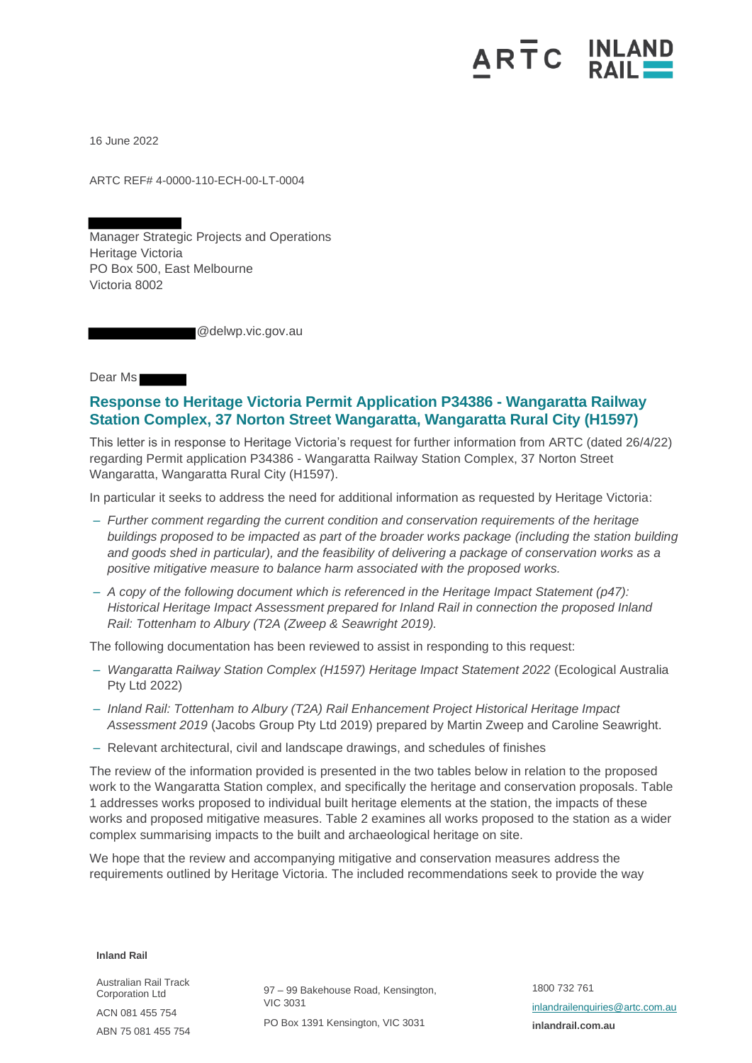16 June 2022

ARTC REF# 4-0000-110-ECH-00-LT-0004

Manager Strategic Projects and Operations
Heritage Victoria
PO Box 500, East Melbourne
Victoria 8002

@delwp.vic.gov.au

Dear Ms

## Response to Heritage Victoria Permit Application P34386 - Wangaratta Railway Station Complex, 37 Norton Street Wangaratta, Wangaratta Rural City (H1597)

This letter is in response to Heritage Victoria's request for further information from ARTC (dated 26/4/22) regarding Permit application P34386 - Wangaratta Railway Station Complex, 37 Norton Street Wangaratta, Wangaratta Rural City (H1597).

In particular it seeks to address the need for additional information as requested by Heritage Victoria:

- *Further comment regarding the current condition and conservation requirements of the heritage buildings proposed to be impacted as part of the broader works package (including the station building and goods shed in particular), and the feasibility of delivering a package of conservation works as a positive mitigative measure to balance harm associated with the proposed works.*
- *A copy of the following document which is referenced in the Heritage Impact Statement (p47): Historical Heritage Impact Assessment prepared for Inland Rail in connection the proposed Inland Rail: Tottenham to Albury (T2A (Zweep & Seawright 2019).*

The following documentation has been reviewed to assist in responding to this request:

- *Wangaratta Railway Station Complex (H1597) Heritage Impact Statement 2022* (Ecological Australia Pty Ltd 2022)
- *Inland Rail: Tottenham to Albury (T2A) Rail Enhancement Project Historical Heritage Impact Assessment 2019* (Jacobs Group Pty Ltd 2019) prepared by Martin Zweep and Caroline Seawright.
- Relevant architectural, civil and landscape drawings, and schedules of finishes

The review of the information provided is presented in the two tables below in relation to the proposed work to the Wangaratta Station complex, and specifically the heritage and conservation proposals. Table 1 addresses works proposed to individual built heritage elements at the station, the impacts of these works and proposed mitigative measures. Table 2 examines all works proposed to the station as a wider complex summarising impacts to the built and archaeological heritage on site.

We hope that the review and accompanying mitigative and conservation measures address the requirements outlined by Heritage Victoria. The included recommendations seek to provide the way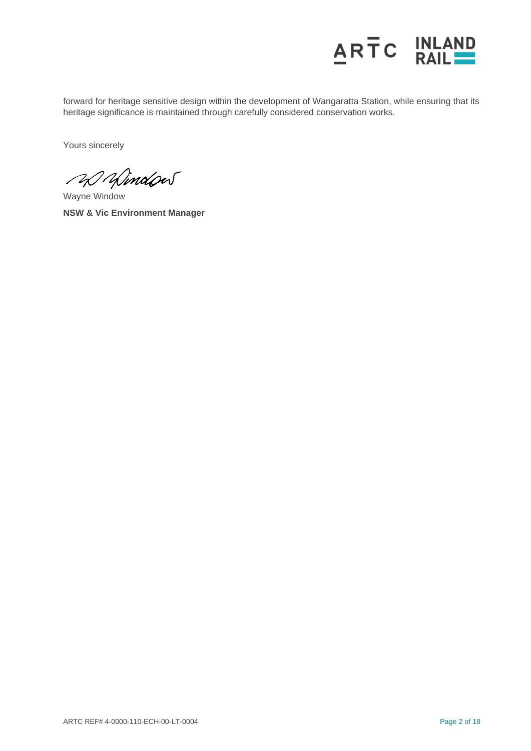forward for heritage sensitive design within the development of Wangaratta Station, while ensuring that its heritage significance is maintained through carefully considered conservation works.

Yours sincerely

Wayne Window

**NSW & Vic Environment Manager**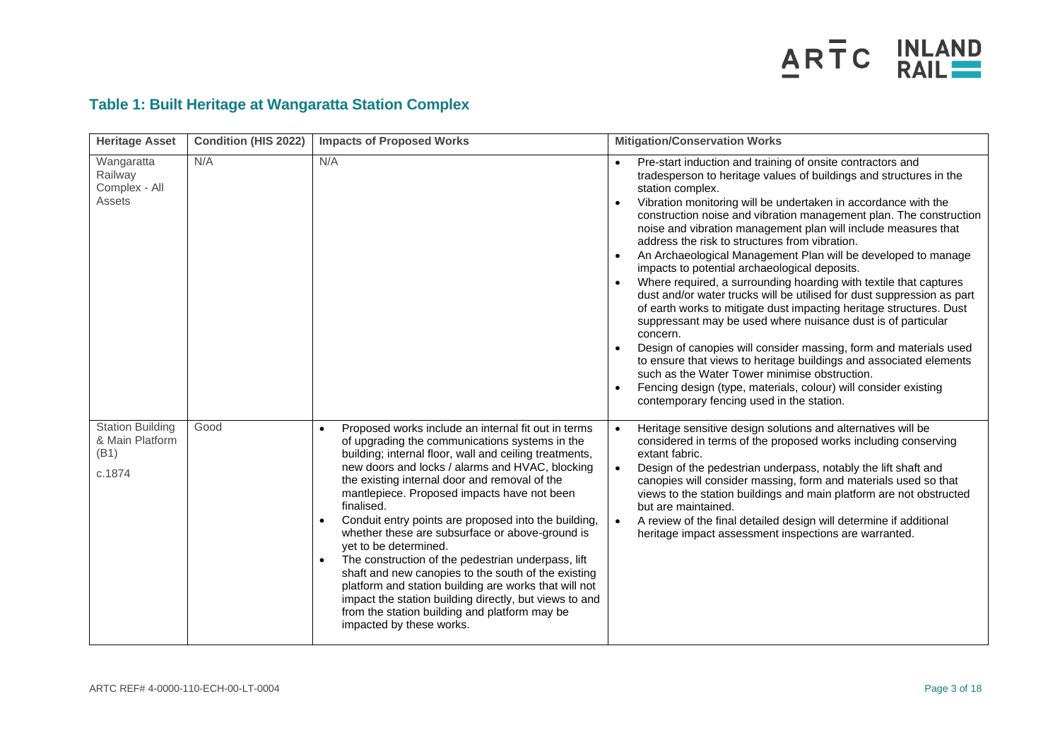## Table 1: Built Heritage at Wangaratta Station Complex

| Heritage Asset | Condition (HIS 2022) | Impacts of Proposed Works | Mitigation/Conservation Works |
|---|---|---|---|
| Wangaratta Railway Complex - All Assets | N/A | N/A | • Pre-start induction and training of onsite contractors and tradesperson to heritage values of buildings and structures in the station complex.<br>• Vibration monitoring will be undertaken in accordance with the construction noise and vibration management plan. The construction noise and vibration management plan will include measures that address the risk to structures from vibration.<br>• An Archaeological Management Plan will be developed to manage impacts to potential archaeological deposits.<br>• Where required, a surrounding hoarding with textile that captures dust and/or water trucks will be utilised for dust suppression as part of earth works to mitigate dust impacting heritage structures. Dust suppressant may be used where nuisance dust is of particular concern.<br>• Design of canopies will consider massing, form and materials used to ensure that views to heritage buildings and associated elements such as the Water Tower minimise obstruction.<br>• Fencing design (type, materials, colour) will consider existing contemporary fencing used in the station. |
| Station Building & Main Platform (B1)<br><br>c.1874 | Good | • Proposed works include an internal fit out in terms of upgrading the communications systems in the building; internal floor, wall and ceiling treatments, new doors and locks / alarms and HVAC, blocking the existing internal door and removal of the mantlepiece. Proposed impacts have not been finalised.<br>• Conduit entry points are proposed into the building, whether these are subsurface or above-ground is yet to be determined.<br>• The construction of the pedestrian underpass, lift shaft and new canopies to the south of the existing platform and station building are works that will not impact the station building directly, but views to and from the station building and platform may be impacted by these works. | • Heritage sensitive design solutions and alternatives will be considered in terms of the proposed works including conserving extant fabric.<br>• Design of the pedestrian underpass, notably the lift shaft and canopies will consider massing, form and materials used so that views to the station buildings and main platform are not obstructed but are maintained.<br>• A review of the final detailed design will determine if additional heritage impact assessment inspections are warranted. |

ARTC REF# 4-0000-110-ECH-00-LT-0004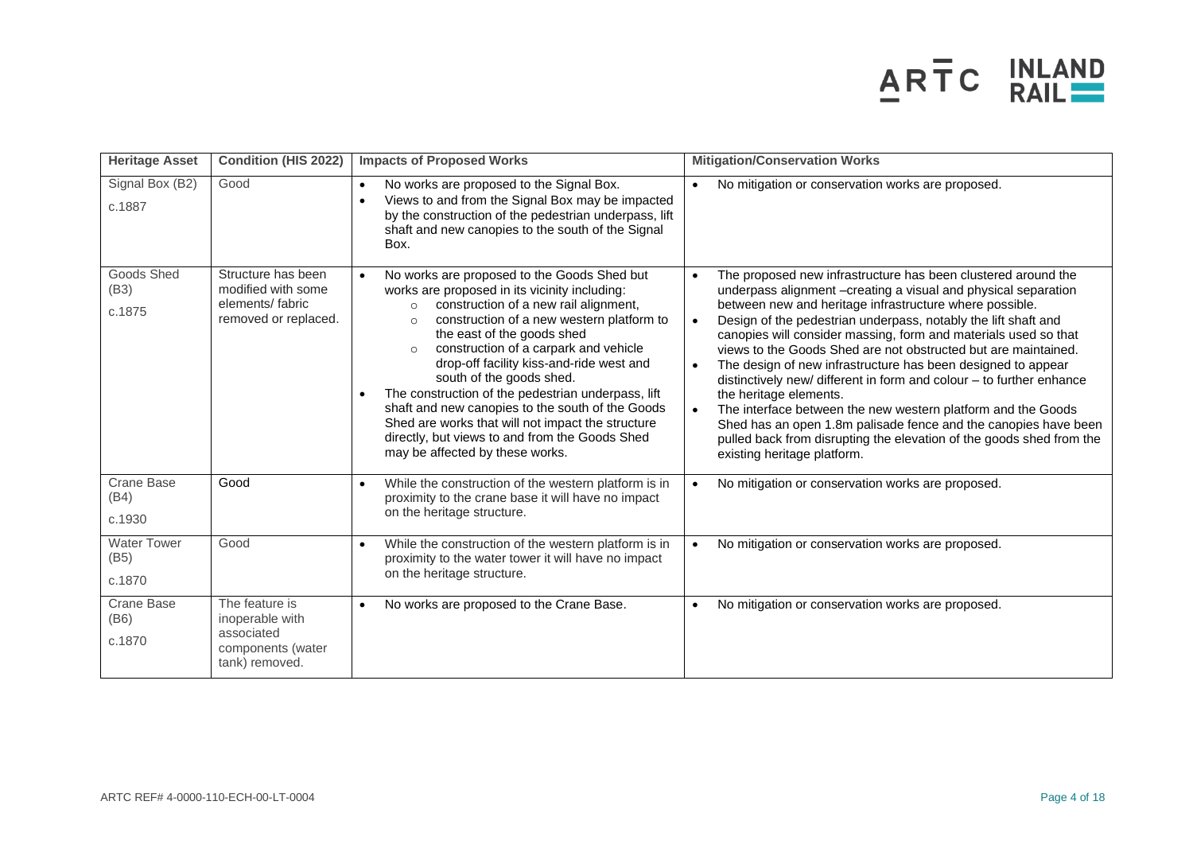| Heritage Asset | Condition (HIS 2022) | Impacts of Proposed Works | Mitigation/Conservation Works |
|---|---|---|---|
| Signal Box (B2)<br>c.1887 | Good | • No works are proposed to the Signal Box.<br>• Views to and from the Signal Box may be impacted by the construction of the pedestrian underpass, lift shaft and new canopies to the south of the Signal Box. | • No mitigation or conservation works are proposed. |
| Goods Shed (B3)<br>c.1875 | Structure has been modified with some elements/ fabric removed or replaced. | • No works are proposed to the Goods Shed but works are proposed in its vicinity including:<br>  ○ construction of a new rail alignment,<br>  ○ construction of a new western platform to the east of the goods shed<br>  ○ construction of a carpark and vehicle drop-off facility kiss-and-ride west and south of the goods shed.<br>• The construction of the pedestrian underpass, lift shaft and new canopies to the south of the Goods Shed are works that will not impact the structure directly, but views to and from the Goods Shed may be affected by these works. | • The proposed new infrastructure has been clustered around the underpass alignment –creating a visual and physical separation between new and heritage infrastructure where possible.<br>• Design of the pedestrian underpass, notably the lift shaft and canopies will consider massing, form and materials used so that views to the Goods Shed are not obstructed but are maintained.<br>• The design of new infrastructure has been designed to appear distinctively new/ different in form and colour – to further enhance the heritage elements.<br>• The interface between the new western platform and the Goods Shed has an open 1.8m palisade fence and the canopies have been pulled back from disrupting the elevation of the goods shed from the existing heritage platform. |
| Crane Base (B4)<br>c.1930 | Good | • While the construction of the western platform is in proximity to the crane base it will have no impact on the heritage structure. | • No mitigation or conservation works are proposed. |
| Water Tower (B5)<br>c.1870 | Good | • While the construction of the western platform is in proximity to the water tower it will have no impact on the heritage structure. | • No mitigation or conservation works are proposed. |
| Crane Base (B6)<br>c.1870 | The feature is inoperable with associated components (water tank) removed. | • No works are proposed to the Crane Base. | • No mitigation or conservation works are proposed. |

ARTC REF# 4-0000-110-ECH-00-LT-0004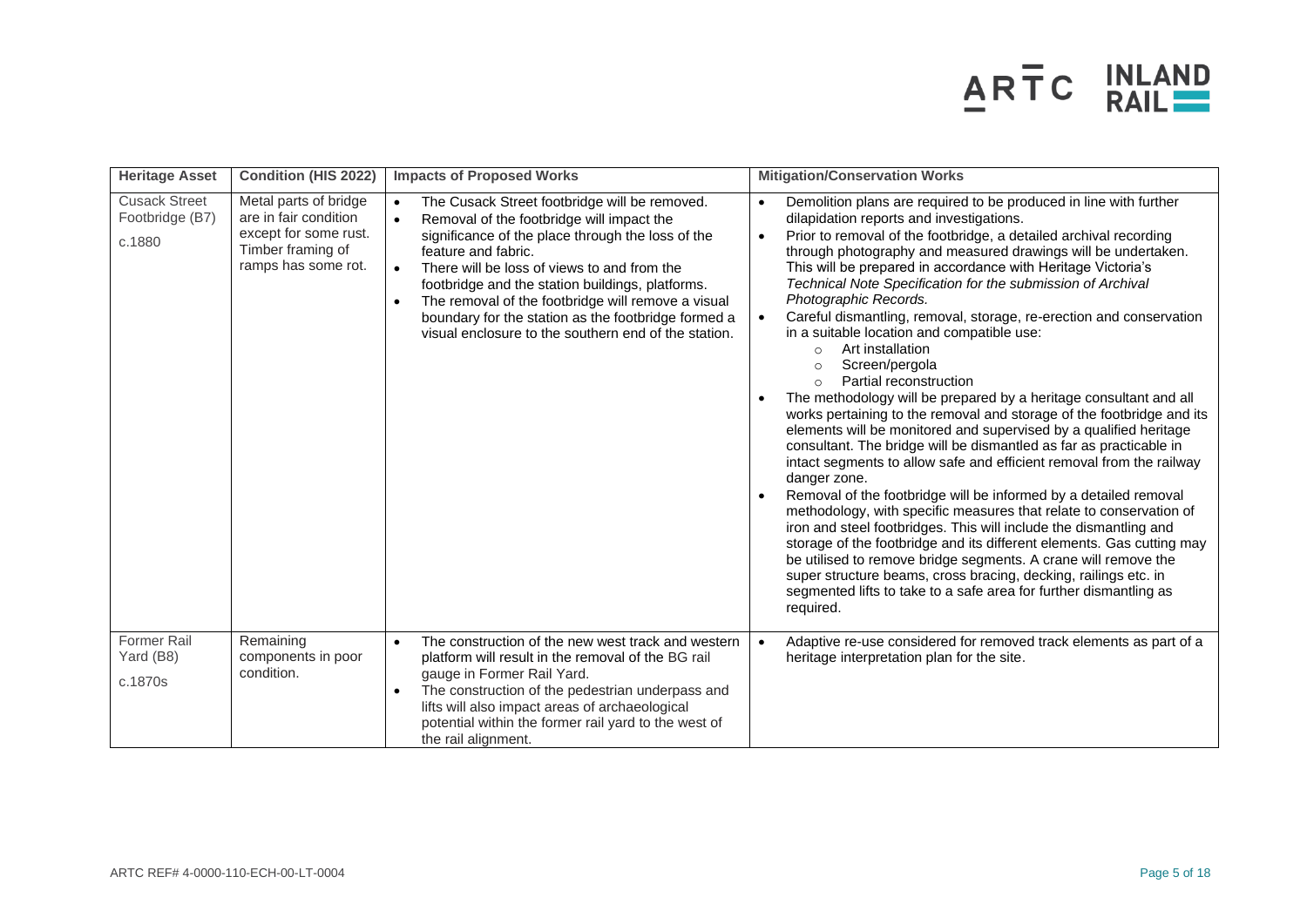| Heritage Asset | Condition (HIS 2022) | Impacts of Proposed Works | Mitigation/Conservation Works |
|---|---|---|---|
| Cusack Street Footbridge (B7)<br><br>c.1880 | Metal parts of bridge are in fair condition except for some rust. Timber framing of ramps has some rot. | • The Cusack Street footbridge will be removed.<br>• Removal of the footbridge will impact the significance of the place through the loss of the feature and fabric.<br>• There will be loss of views to and from the footbridge and the station buildings, platforms.<br>• The removal of the footbridge will remove a visual boundary for the station as the footbridge formed a visual enclosure to the southern end of the station. | • Demolition plans are required to be produced in line with further dilapidation reports and investigations.<br>• Prior to removal of the footbridge, a detailed archival recording through photography and measured drawings will be undertaken. This will be prepared in accordance with Heritage Victoria's *Technical Note Specification for the submission of Archival Photographic Records.*<br>• Careful dismantling, removal, storage, re-erection and conservation in a suitable location and compatible use:<br>  ○ Art installation<br>  ○ Screen/pergola<br>  ○ Partial reconstruction<br>• The methodology will be prepared by a heritage consultant and all works pertaining to the removal and storage of the footbridge and its elements will be monitored and supervised by a qualified heritage consultant. The bridge will be dismantled as far as practicable in intact segments to allow safe and efficient removal from the railway danger zone.<br>• Removal of the footbridge will be informed by a detailed removal methodology, with specific measures that relate to conservation of iron and steel footbridges. This will include the dismantling and storage of the footbridge and its different elements. Gas cutting may be utilised to remove bridge segments. A crane will remove the super structure beams, cross bracing, decking, railings etc. in segmented lifts to take to a safe area for further dismantling as required. |
| Former Rail Yard (B8)<br><br>c.1870s | Remaining components in poor condition. | • The construction of the new west track and western platform will result in the removal of the BG rail gauge in Former Rail Yard.<br>• The construction of the pedestrian underpass and lifts will also impact areas of archaeological potential within the former rail yard to the west of the rail alignment. | • Adaptive re-use considered for removed track elements as part of a heritage interpretation plan for the site. |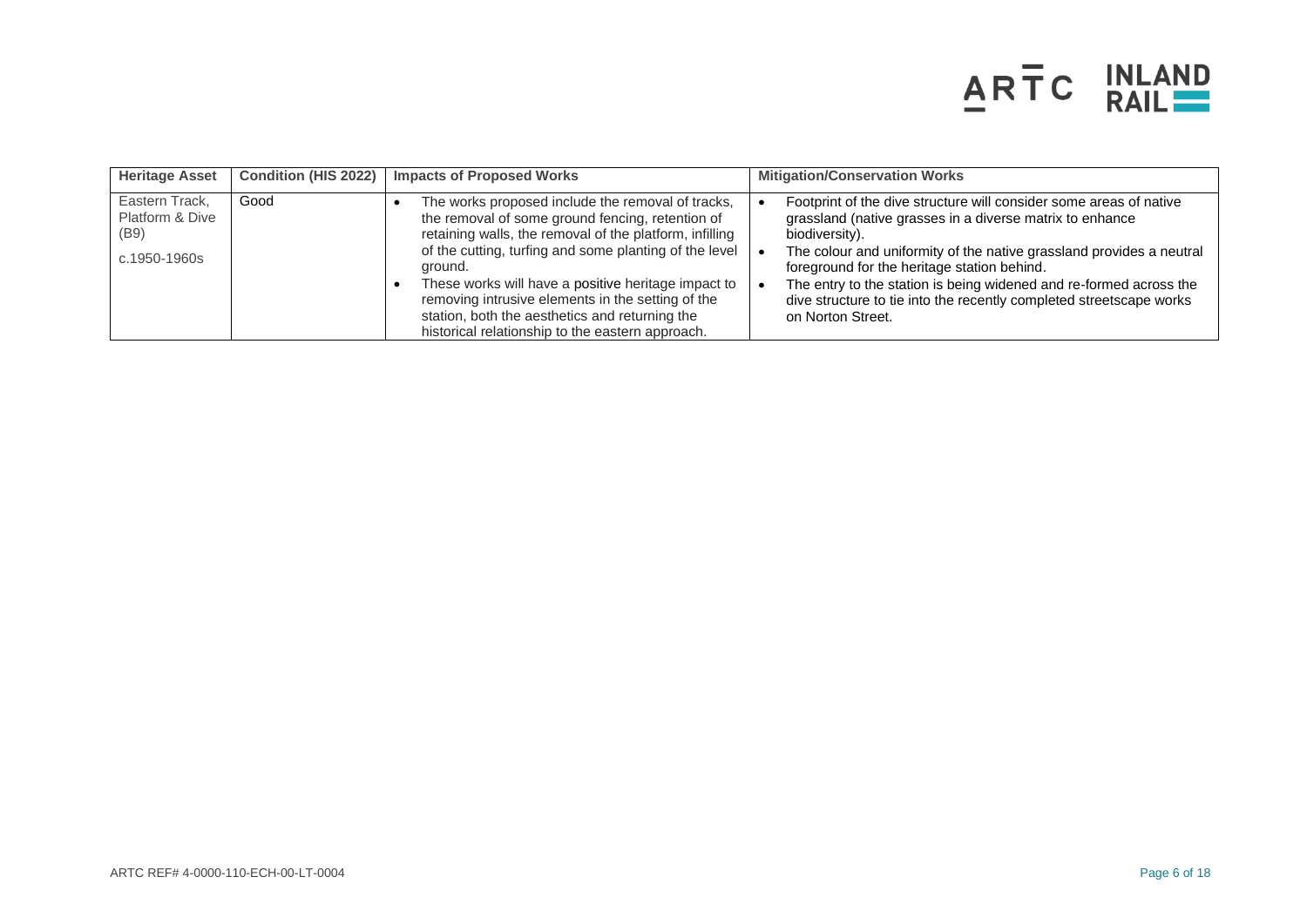| Heritage Asset | Condition (HIS 2022) | Impacts of Proposed Works | Mitigation/Conservation Works |
|---|---|---|---|
| Eastern Track, Platform & Dive (B9)<br><br>c.1950-1960s | Good | • The works proposed include the removal of tracks, the removal of some ground fencing, retention of retaining walls, the removal of the platform, infilling of the cutting, turfing and some planting of the level ground.<br>• These works will have a positive heritage impact to removing intrusive elements in the setting of the station, both the aesthetics and returning the historical relationship to the eastern approach. | • Footprint of the dive structure will consider some areas of native grassland (native grasses in a diverse matrix to enhance biodiversity).<br>• The colour and uniformity of the native grassland provides a neutral foreground for the heritage station behind.<br>• The entry to the station is being widened and re-formed across the dive structure to tie into the recently completed streetscape works on Norton Street. |

ARTC REF# 4-0000-110-ECH-00-LT-0004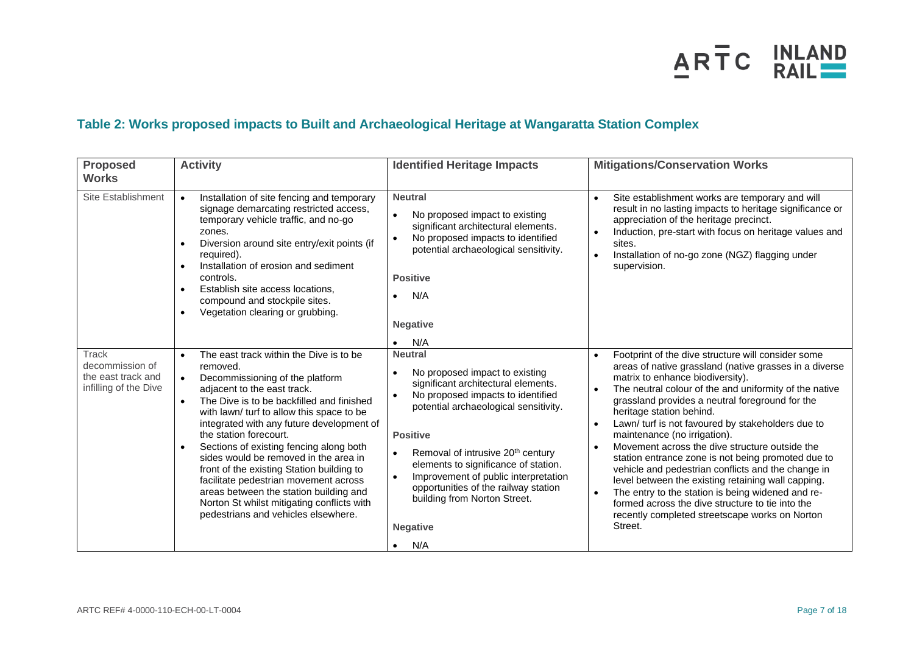### Table 2: Works proposed impacts to Built and Archaeological Heritage at Wangaratta Station Complex

| Proposed Works | Activity | Identified Heritage Impacts | Mitigations/Conservation Works |
|---|---|---|---|
| Site Establishment | • Installation of site fencing and temporary signage demarcating restricted access, temporary vehicle traffic, and no-go zones.<br>• Diversion around site entry/exit points (if required).<br>• Installation of erosion and sediment controls.<br>• Establish site access locations, compound and stockpile sites.<br>• Vegetation clearing or grubbing. | **Neutral**<br>• No proposed impact to existing significant architectural elements.<br>• No proposed impacts to identified potential archaeological sensitivity.<br>**Positive**<br>• N/A<br>**Negative**<br>• N/A | • Site establishment works are temporary and will result in no lasting impacts to heritage significance or appreciation of the heritage precinct.<br>• Induction, pre-start with focus on heritage values and sites.<br>• Installation of no-go zone (NGZ) flagging under supervision. |
| Track decommission of the east track and infilling of the Dive | • The east track within the Dive is to be removed.<br>• Decommissioning of the platform adjacent to the east track.<br>• The Dive is to be backfilled and finished with lawn/ turf to allow this space to be integrated with any future development of the station forecourt.<br>• Sections of existing fencing along both sides would be removed in the area in front of the existing Station building to facilitate pedestrian movement across areas between the station building and Norton St whilst mitigating conflicts with pedestrians and vehicles elsewhere. | **Neutral**<br>• No proposed impact to existing significant architectural elements.<br>• No proposed impacts to identified potential archaeological sensitivity.<br>**Positive**<br>• Removal of intrusive 20th century elements to significance of station.<br>• Improvement of public interpretation opportunities of the railway station building from Norton Street.<br>**Negative**<br>• N/A | • Footprint of the dive structure will consider some areas of native grassland (native grasses in a diverse matrix to enhance biodiversity).<br>• The neutral colour of the and uniformity of the native grassland provides a neutral foreground for the heritage station behind.<br>• Lawn/ turf is not favoured by stakeholders due to maintenance (no irrigation).<br>• Movement across the dive structure outside the station entrance zone is not being promoted due to vehicle and pedestrian conflicts and the change in level between the existing retaining wall capping.<br>• The entry to the station is being widened and re-formed across the dive structure to tie into the recently completed streetscape works on Norton Street. |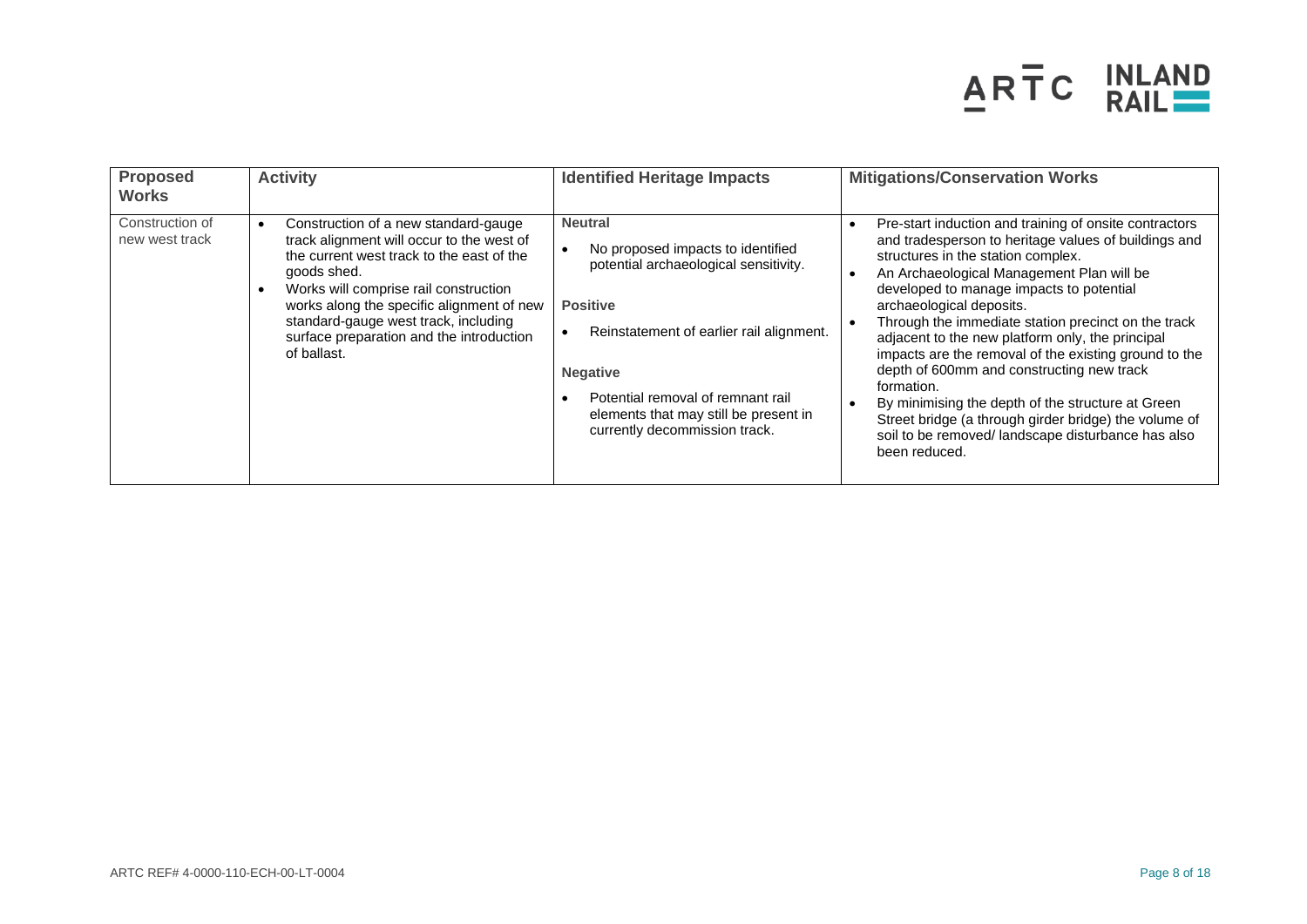| Proposed Works | Activity | Identified Heritage Impacts | Mitigations/Conservation Works |
|---|---|---|---|
| Construction of new west track | • Construction of a new standard-gauge track alignment will occur to the west of the current west track to the east of the goods shed.<br>• Works will comprise rail construction works along the specific alignment of new standard-gauge west track, including surface preparation and the introduction of ballast. | **Neutral**<br>• No proposed impacts to identified potential archaeological sensitivity.<br>**Positive**<br>• Reinstatement of earlier rail alignment.<br>**Negative**<br>• Potential removal of remnant rail elements that may still be present in currently decommission track. | • Pre-start induction and training of onsite contractors and tradesperson to heritage values of buildings and structures in the station complex.<br>• An Archaeological Management Plan will be developed to manage impacts to potential archaeological deposits.<br>• Through the immediate station precinct on the track adjacent to the new platform only, the principal impacts are the removal of the existing ground to the depth of 600mm and constructing new track formation.<br>• By minimising the depth of the structure at Green Street bridge (a through girder bridge) the volume of soil to be removed/ landscape disturbance has also been reduced. |

ARTC REF# 4-0000-110-ECH-00-LT-0004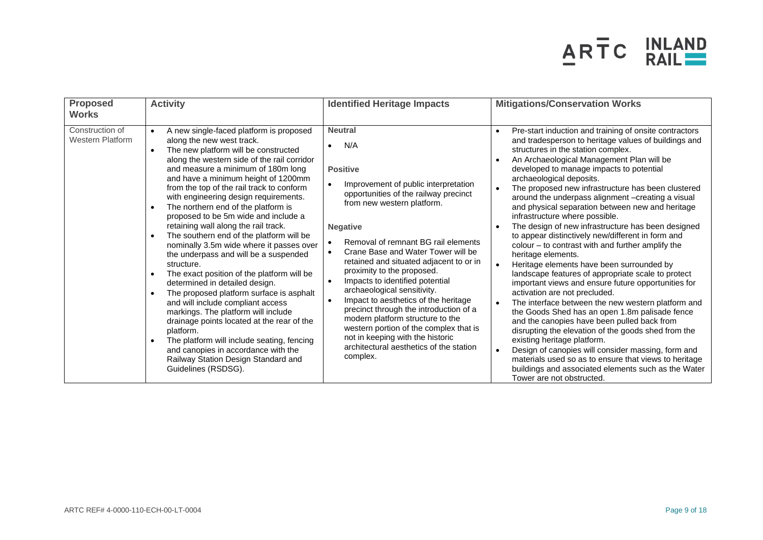| Proposed Works | Activity | Identified Heritage Impacts | Mitigations/Conservation Works |
|---|---|---|---|
| Construction of Western Platform | • A new single-faced platform is proposed along the new west track.<br>• The new platform will be constructed along the western side of the rail corridor and measure a minimum of 180m long and have a minimum height of 1200mm from the top of the rail track to conform with engineering design requirements.<br>• The northern end of the platform is proposed to be 5m wide and include a retaining wall along the rail track.<br>• The southern end of the platform will be nominally 3.5m wide where it passes over the underpass and will be a suspended structure.<br>• The exact position of the platform will be determined in detailed design.<br>• The proposed platform surface is asphalt and will include compliant access markings. The platform will include drainage points located at the rear of the platform.<br>• The platform will include seating, fencing and canopies in accordance with the Railway Station Design Standard and Guidelines (RSDSG). | **Neutral**<br>• N/A<br><br>**Positive**<br>• Improvement of public interpretation opportunities of the railway precinct from new western platform.<br><br>**Negative**<br>• Removal of remnant BG rail elements<br>• Crane Base and Water Tower will be retained and situated adjacent to or in proximity to the proposed.<br>• Impacts to identified potential archaeological sensitivity.<br>• Impact to aesthetics of the heritage precinct through the introduction of a modern platform structure to the western portion of the complex that is not in keeping with the historic architectural aesthetics of the station complex. | • Pre-start induction and training of onsite contractors and tradesperson to heritage values of buildings and structures in the station complex.<br>• An Archaeological Management Plan will be developed to manage impacts to potential archaeological deposits.<br>• The proposed new infrastructure has been clustered around the underpass alignment –creating a visual and physical separation between new and heritage infrastructure where possible.<br>• The design of new infrastructure has been designed to appear distinctively new/different in form and colour – to contrast with and further amplify the heritage elements.<br>• Heritage elements have been surrounded by landscape features of appropriate scale to protect important views and ensure future opportunities for activation are not precluded.<br>• The interface between the new western platform and the Goods Shed has an open 1.8m palisade fence and the canopies have been pulled back from disrupting the elevation of the goods shed from the existing heritage platform.<br>• Design of canopies will consider massing, form and materials used so as to ensure that views to heritage buildings and associated elements such as the Water Tower are not obstructed. |

ARTC REF# 4-0000-110-ECH-00-LT-0004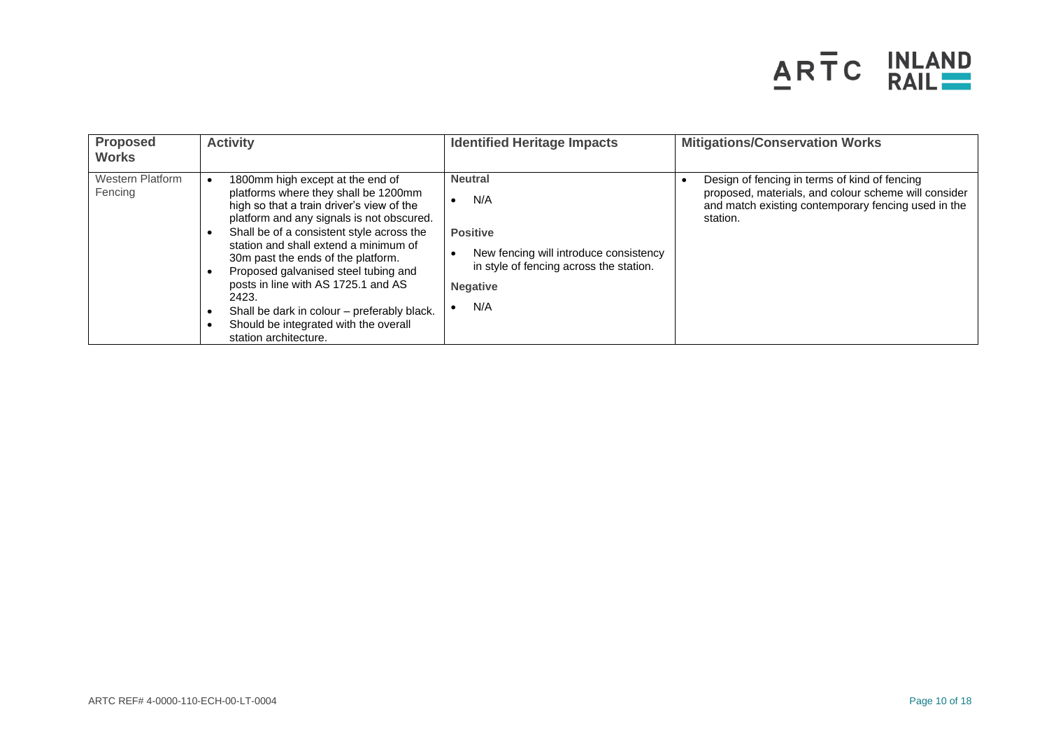| Proposed Works | Activity | Identified Heritage Impacts | Mitigations/Conservation Works |
|---|---|---|---|
| Western Platform Fencing | • 1800mm high except at the end of platforms where they shall be 1200mm high so that a train driver's view of the platform and any signals is not obscured.<br>• Shall be of a consistent style across the station and shall extend a minimum of 30m past the ends of the platform.<br>• Proposed galvanised steel tubing and posts in line with AS 1725.1 and AS 2423.<br>• Shall be dark in colour – preferably black.<br>• Should be integrated with the overall station architecture. | **Neutral**<br>• N/A<br>**Positive**<br>• New fencing will introduce consistency in style of fencing across the station.<br>**Negative**<br>• N/A | • Design of fencing in terms of kind of fencing proposed, materials, and colour scheme will consider and match existing contemporary fencing used in the station. |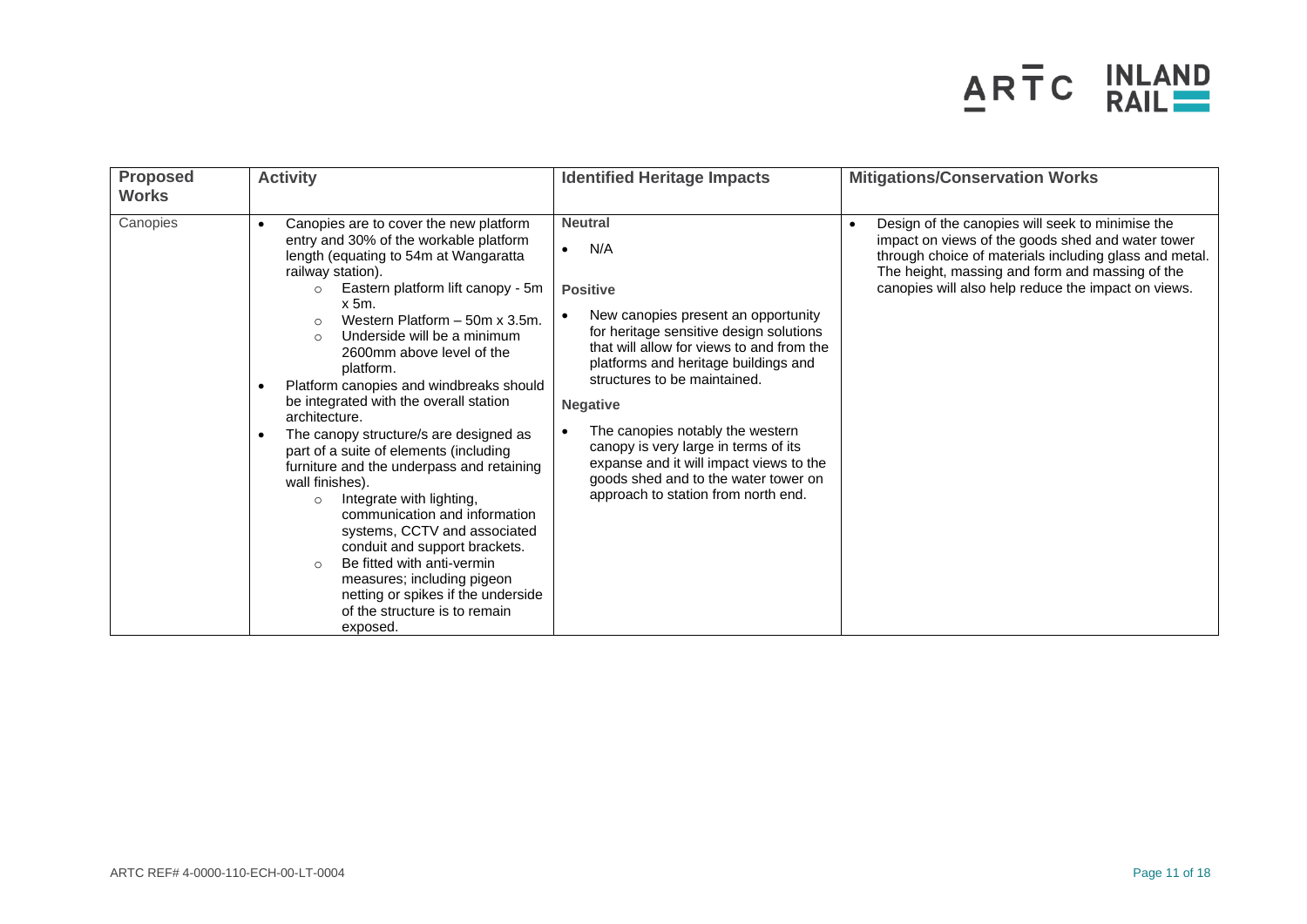| Proposed Works | Activity | Identified Heritage Impacts | Mitigations/Conservation Works |
|---|---|---|---|
| Canopies | • Canopies are to cover the new platform entry and 30% of the workable platform length (equating to 54m at Wangaratta railway station).<br>  ○ Eastern platform lift canopy - 5m x 5m.<br>  ○ Western Platform – 50m x 3.5m.<br>  ○ Underside will be a minimum 2600mm above level of the platform.<br>• Platform canopies and windbreaks should be integrated with the overall station architecture.<br>• The canopy structure/s are designed as part of a suite of elements (including furniture and the underpass and retaining wall finishes).<br>  ○ Integrate with lighting, communication and information systems, CCTV and associated conduit and support brackets.<br>  ○ Be fitted with anti-vermin measures; including pigeon netting or spikes if the underside of the structure is to remain exposed. | **Neutral**<br>• N/A<br>**Positive**<br>• New canopies present an opportunity for heritage sensitive design solutions that will allow for views to and from the platforms and heritage buildings and structures to be maintained.<br>**Negative**<br>• The canopies notably the western canopy is very large in terms of its expanse and it will impact views to the goods shed and to the water tower on approach to station from north end. | • Design of the canopies will seek to minimise the impact on views of the goods shed and water tower through choice of materials including glass and metal. The height, massing and form and massing of the canopies will also help reduce the impact on views. |

ARTC REF# 4-0000-110-ECH-00-LT-0004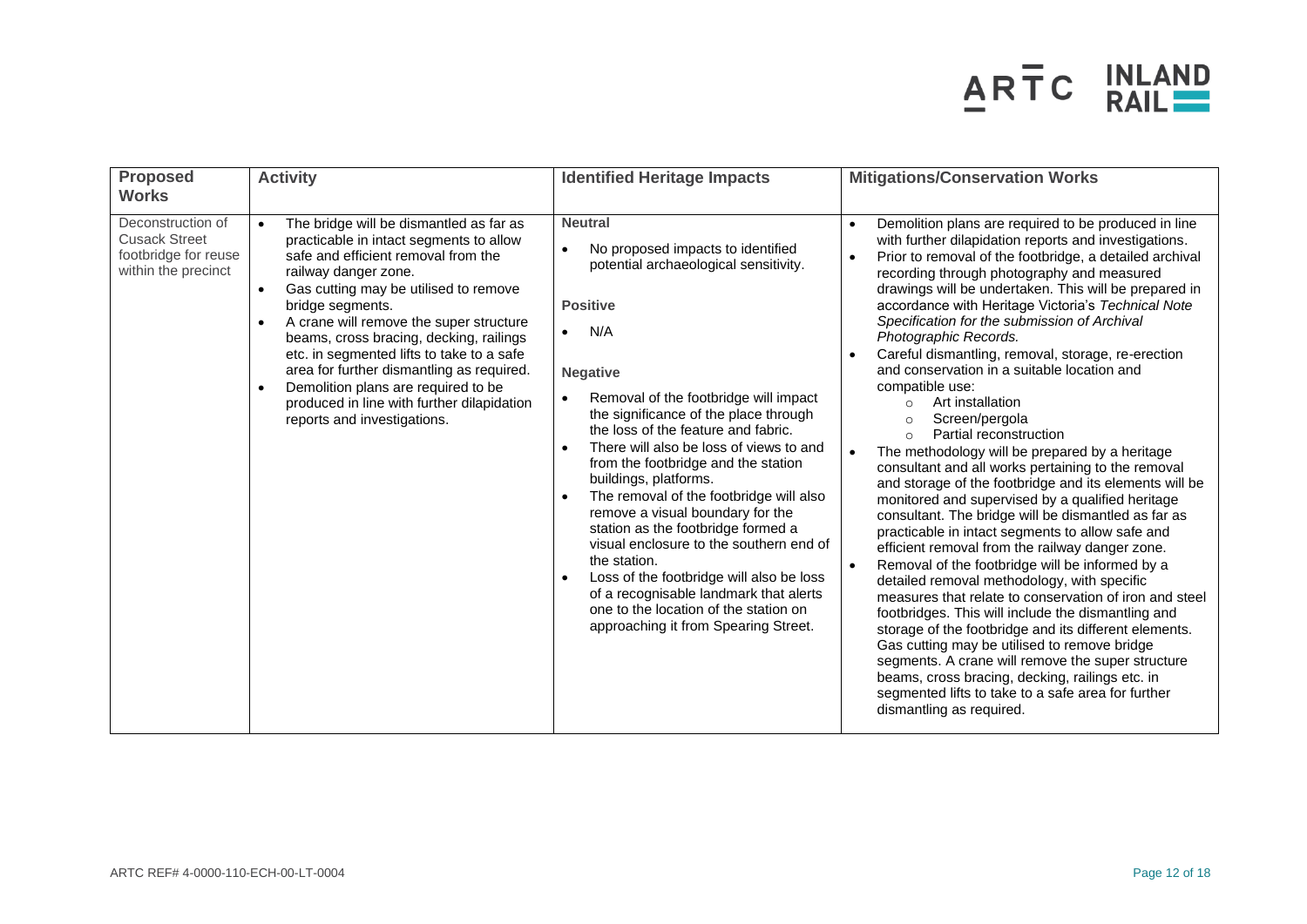| **Proposed Works** | **Activity** | **Identified Heritage Impacts** | **Mitigations/Conservation Works** |
|---|---|---|---|
| Deconstruction of Cusack Street footbridge for reuse within the precinct | • The bridge will be dismantled as far as practicable in intact segments to allow safe and efficient removal from the railway danger zone.<br>• Gas cutting may be utilised to remove bridge segments.<br>• A crane will remove the super structure beams, cross bracing, decking, railings etc. in segmented lifts to take to a safe area for further dismantling as required.<br>• Demolition plans are required to be produced in line with further dilapidation reports and investigations. | **Neutral**<br>• No proposed impacts to identified potential archaeological sensitivity.<br><br>**Positive**<br>• N/A<br><br>**Negative**<br>• Removal of the footbridge will impact the significance of the place through the loss of the feature and fabric.<br>• There will also be loss of views to and from the footbridge and the station buildings, platforms.<br>• The removal of the footbridge will also remove a visual boundary for the station as the footbridge formed a visual enclosure to the southern end of the station.<br>• Loss of the footbridge will also be loss of a recognisable landmark that alerts one to the location of the station on approaching it from Spearing Street. | • Demolition plans are required to be produced in line with further dilapidation reports and investigations.<br>• Prior to removal of the footbridge, a detailed archival recording through photography and measured drawings will be undertaken. This will be prepared in accordance with Heritage Victoria's *Technical Note Specification for the submission of Archival Photographic Records.*<br>• Careful dismantling, removal, storage, re-erection and conservation in a suitable location and compatible use:<br>&nbsp;&nbsp;○ Art installation<br>&nbsp;&nbsp;○ Screen/pergola<br>&nbsp;&nbsp;○ Partial reconstruction<br>• The methodology will be prepared by a heritage consultant and all works pertaining to the removal and storage of the footbridge and its elements will be monitored and supervised by a qualified heritage consultant. The bridge will be dismantled as far as practicable in intact segments to allow safe and efficient removal from the railway danger zone.<br>• Removal of the footbridge will be informed by a detailed removal methodology, with specific measures that relate to conservation of iron and steel footbridges. This will include the dismantling and storage of the footbridge and its different elements. Gas cutting may be utilised to remove bridge segments. A crane will remove the super structure beams, cross bracing, decking, railings etc. in segmented lifts to take to a safe area for further dismantling as required. |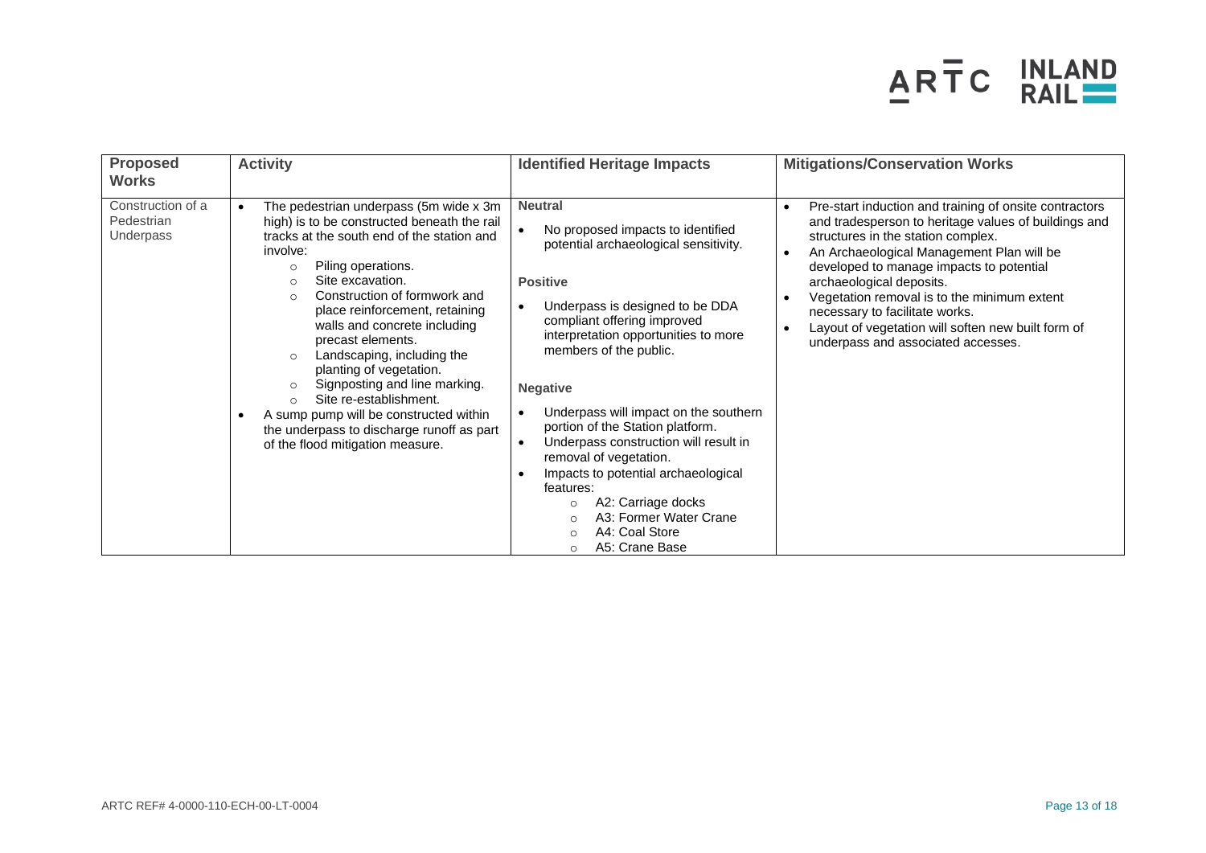| Proposed Works | Activity | Identified Heritage Impacts | Mitigations/Conservation Works |
|---|---|---|---|
| Construction of a Pedestrian Underpass | • The pedestrian underpass (5m wide x 3m high) is to be constructed beneath the rail tracks at the south end of the station and involve:<br>  ○ Piling operations.<br>  ○ Site excavation.<br>  ○ Construction of formwork and place reinforcement, retaining walls and concrete including precast elements.<br>  ○ Landscaping, including the planting of vegetation.<br>  ○ Signposting and line marking.<br>  ○ Site re-establishment.<br>• A sump pump will be constructed within the underpass to discharge runoff as part of the flood mitigation measure. | **Neutral**<br>• No proposed impacts to identified potential archaeological sensitivity.<br><br>**Positive**<br>• Underpass is designed to be DDA compliant offering improved interpretation opportunities to more members of the public.<br><br>**Negative**<br>• Underpass will impact on the southern portion of the Station platform.<br>• Underpass construction will result in removal of vegetation.<br>• Impacts to potential archaeological features:<br>  ○ A2: Carriage docks<br>  ○ A3: Former Water Crane<br>  ○ A4: Coal Store<br>  ○ A5: Crane Base | • Pre-start induction and training of onsite contractors and tradesperson to heritage values of buildings and structures in the station complex.<br>• An Archaeological Management Plan will be developed to manage impacts to potential archaeological deposits.<br>• Vegetation removal is to the minimum extent necessary to facilitate works.<br>• Layout of vegetation will soften new built form of underpass and associated accesses. |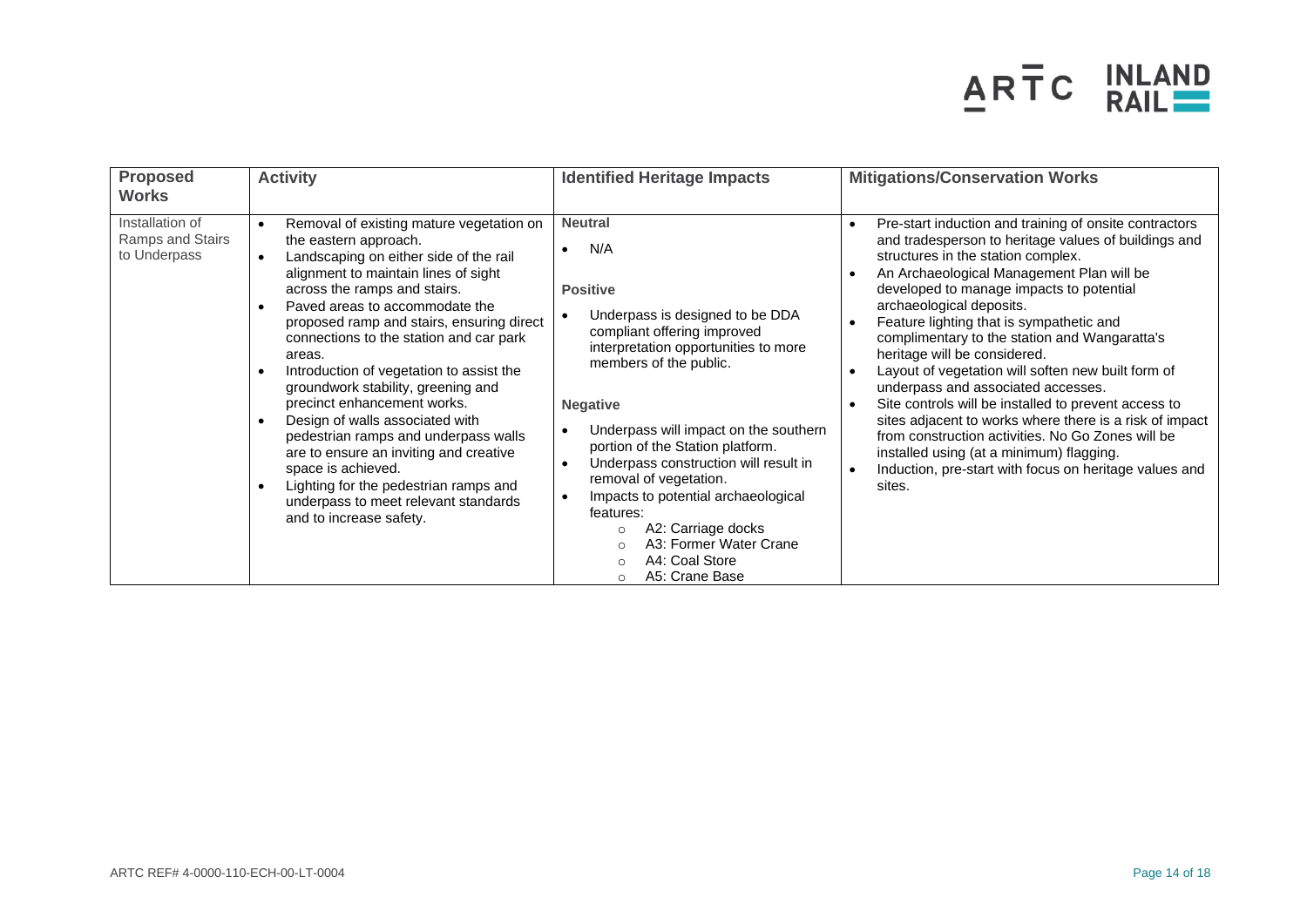| Proposed Works | Activity | Identified Heritage Impacts | Mitigations/Conservation Works |
|---|---|---|---|
| Installation of Ramps and Stairs to Underpass | • Removal of existing mature vegetation on the eastern approach.<br>• Landscaping on either side of the rail alignment to maintain lines of sight across the ramps and stairs.<br>• Paved areas to accommodate the proposed ramp and stairs, ensuring direct connections to the station and car park areas.<br>• Introduction of vegetation to assist the groundwork stability, greening and precinct enhancement works.<br>• Design of walls associated with pedestrian ramps and underpass walls are to ensure an inviting and creative space is achieved.<br>• Lighting for the pedestrian ramps and underpass to meet relevant standards and to increase safety. | **Neutral**<br>• N/A<br><br>**Positive**<br>• Underpass is designed to be DDA compliant offering improved interpretation opportunities to more members of the public.<br><br>**Negative**<br>• Underpass will impact on the southern portion of the Station platform.<br>• Underpass construction will result in removal of vegetation.<br>• Impacts to potential archaeological features:<br>  ◦ A2: Carriage docks<br>  ◦ A3: Former Water Crane<br>  ◦ A4: Coal Store<br>  ◦ A5: Crane Base | • Pre-start induction and training of onsite contractors and tradesperson to heritage values of buildings and structures in the station complex.<br>• An Archaeological Management Plan will be developed to manage impacts to potential archaeological deposits.<br>• Feature lighting that is sympathetic and complimentary to the station and Wangaratta's heritage will be considered.<br>• Layout of vegetation will soften new built form of underpass and associated accesses.<br>• Site controls will be installed to prevent access to sites adjacent to works where there is a risk of impact from construction activities. No Go Zones will be installed using (at a minimum) flagging.<br>• Induction, pre-start with focus on heritage values and sites. |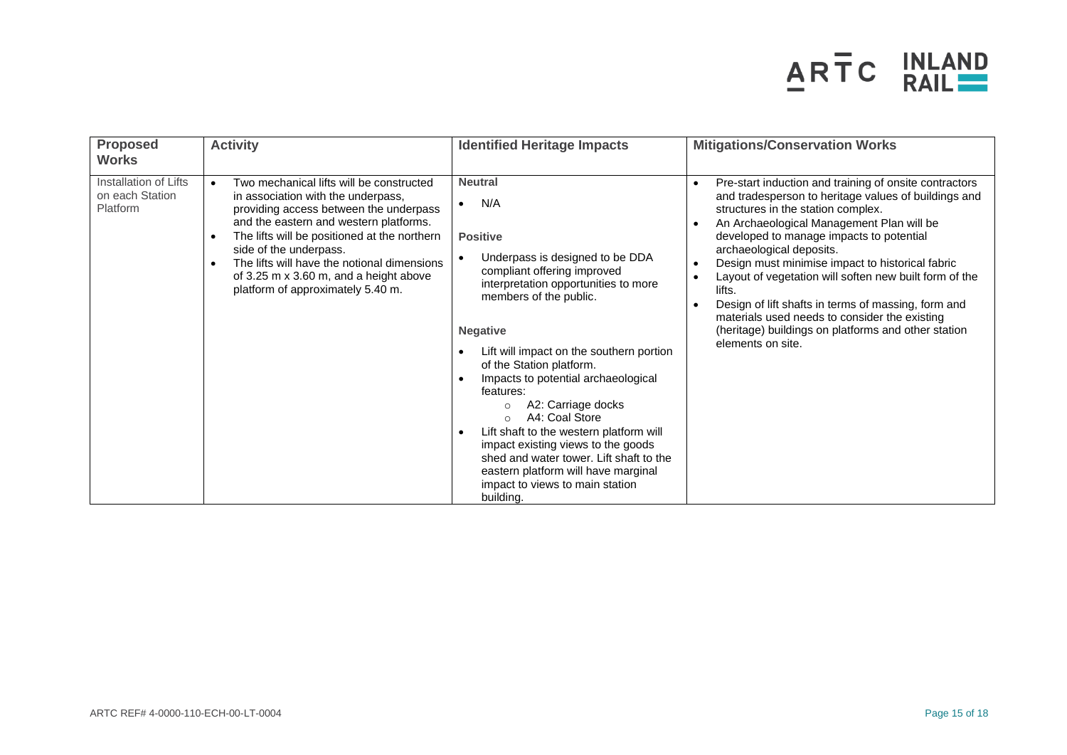| Proposed Works | Activity | Identified Heritage Impacts | Mitigations/Conservation Works |
|---|---|---|---|
| Installation of Lifts on each Station Platform | • Two mechanical lifts will be constructed in association with the underpass, providing access between the underpass and the eastern and western platforms.<br>• The lifts will be positioned at the northern side of the underpass.<br>• The lifts will have the notional dimensions of 3.25 m x 3.60 m, and a height above platform of approximately 5.40 m. | **Neutral**<br>• N/A<br><br>**Positive**<br>• Underpass is designed to be DDA compliant offering improved interpretation opportunities to more members of the public.<br><br>**Negative**<br>• Lift will impact on the southern portion of the Station platform.<br>• Impacts to potential archaeological features:<br>  ○ A2: Carriage docks<br>  ○ A4: Coal Store<br>• Lift shaft to the western platform will impact existing views to the goods shed and water tower. Lift shaft to the eastern platform will have marginal impact to views to main station building. | • Pre-start induction and training of onsite contractors and tradesperson to heritage values of buildings and structures in the station complex.<br>• An Archaeological Management Plan will be developed to manage impacts to potential archaeological deposits.<br>• Design must minimise impact to historical fabric<br>• Layout of vegetation will soften new built form of the lifts.<br>• Design of lift shafts in terms of massing, form and materials used needs to consider the existing (heritage) buildings on platforms and other station elements on site. |

ARTC REF# 4-0000-110-ECH-00-LT-0004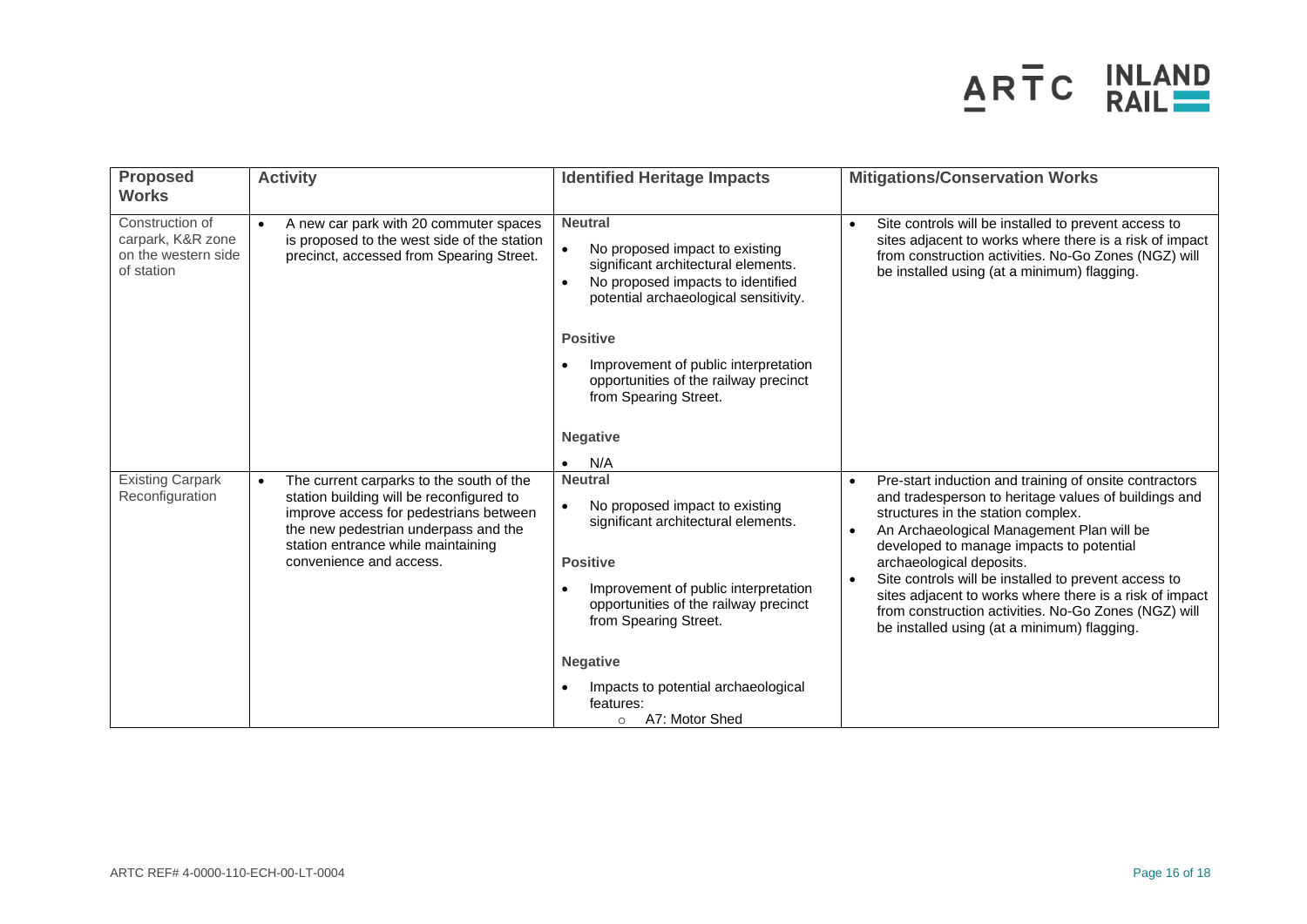| Proposed Works | Activity | Identified Heritage Impacts | Mitigations/Conservation Works |
|---|---|---|---|
| Construction of carpark, K&R zone on the western side of station | • A new car park with 20 commuter spaces is proposed to the west side of the station precinct, accessed from Spearing Street. | **Neutral**<br>• No proposed impact to existing significant architectural elements.<br>• No proposed impacts to identified potential archaeological sensitivity.<br><br>**Positive**<br>• Improvement of public interpretation opportunities of the railway precinct from Spearing Street.<br><br>**Negative**<br>• N/A | • Site controls will be installed to prevent access to sites adjacent to works where there is a risk of impact from construction activities. No-Go Zones (NGZ) will be installed using (at a minimum) flagging. |
| Existing Carpark Reconfiguration | • The current carparks to the south of the station building will be reconfigured to improve access for pedestrians between the new pedestrian underpass and the station entrance while maintaining convenience and access. | **Neutral**<br>• No proposed impact to existing significant architectural elements.<br><br>**Positive**<br>• Improvement of public interpretation opportunities of the railway precinct from Spearing Street.<br><br>**Negative**<br>• Impacts to potential archaeological features:<br>&nbsp;&nbsp;&nbsp;&nbsp;o A7: Motor Shed | • Pre-start induction and training of onsite contractors and tradesperson to heritage values of buildings and structures in the station complex.<br>• An Archaeological Management Plan will be developed to manage impacts to potential archaeological deposits.<br>• Site controls will be installed to prevent access to sites adjacent to works where there is a risk of impact from construction activities. No-Go Zones (NGZ) will be installed using (at a minimum) flagging. |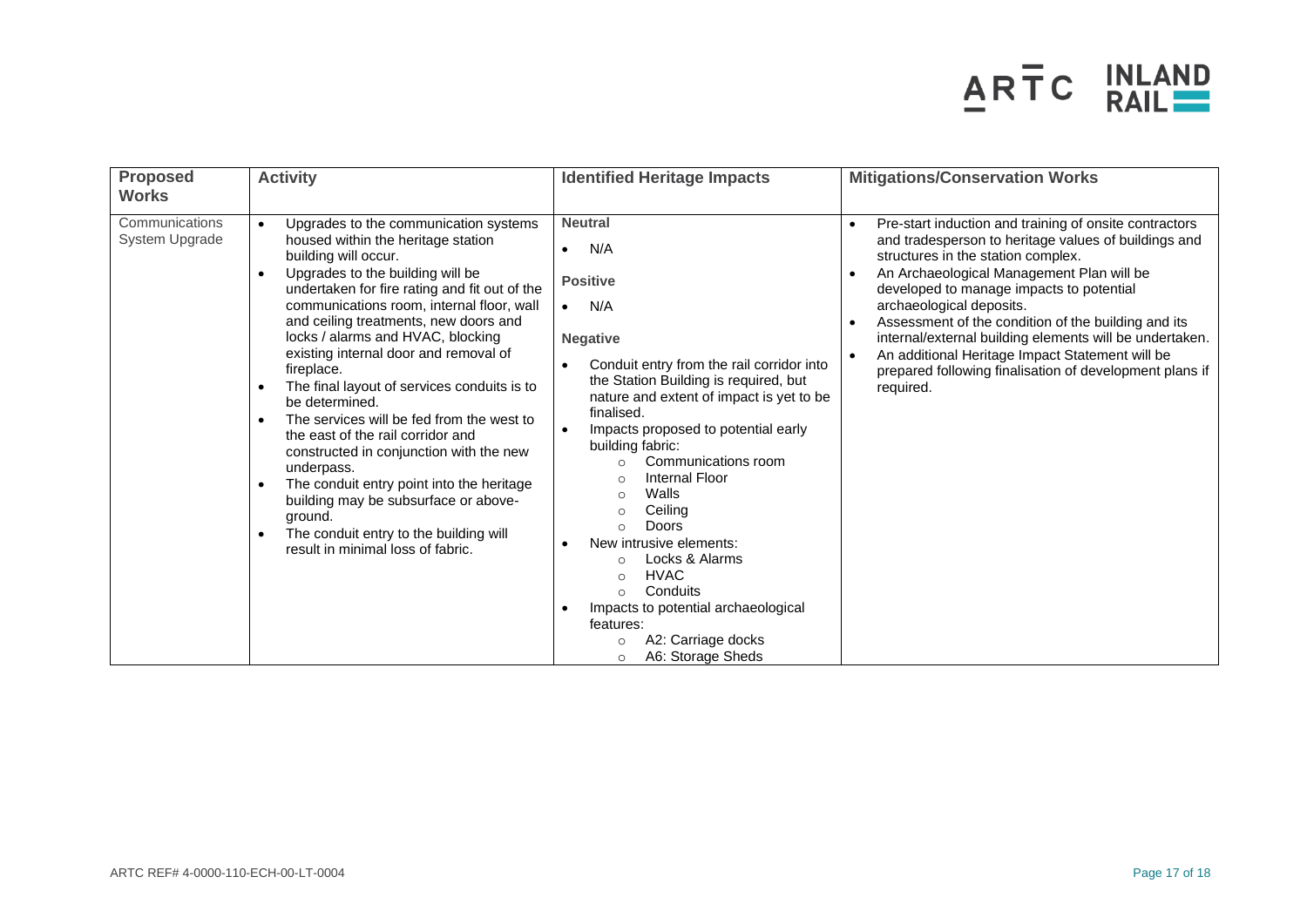| Proposed Works | Activity | Identified Heritage Impacts | Mitigations/Conservation Works |
|---|---|---|---|
| Communications System Upgrade | • Upgrades to the communication systems housed within the heritage station building will occur.<br>• Upgrades to the building will be undertaken for fire rating and fit out of the communications room, internal floor, wall and ceiling treatments, new doors and locks / alarms and HVAC, blocking existing internal door and removal of fireplace.<br>• The final layout of services conduits is to be determined.<br>• The services will be fed from the west to the east of the rail corridor and constructed in conjunction with the new underpass.<br>• The conduit entry point into the heritage building may be subsurface or above-ground.<br>• The conduit entry to the building will result in minimal loss of fabric. | **Neutral**<br>• N/A<br>**Positive**<br>• N/A<br>**Negative**<br>• Conduit entry from the rail corridor into the Station Building is required, but nature and extent of impact is yet to be finalised.<br>• Impacts proposed to potential early building fabric:<br>  ○ Communications room<br>  ○ Internal Floor<br>  ○ Walls<br>  ○ Ceiling<br>  ○ Doors<br>• New intrusive elements:<br>  ○ Locks & Alarms<br>  ○ HVAC<br>  ○ Conduits<br>• Impacts to potential archaeological features:<br>  ○ A2: Carriage docks<br>  ○ A6: Storage Sheds | • Pre-start induction and training of onsite contractors and tradesperson to heritage values of buildings and structures in the station complex.<br>• An Archaeological Management Plan will be developed to manage impacts to potential archaeological deposits.<br>• Assessment of the condition of the building and its internal/external building elements will be undertaken.<br>• An additional Heritage Impact Statement will be prepared following finalisation of development plans if required. |

ARTC REF# 4-0000-110-ECH-00-LT-0004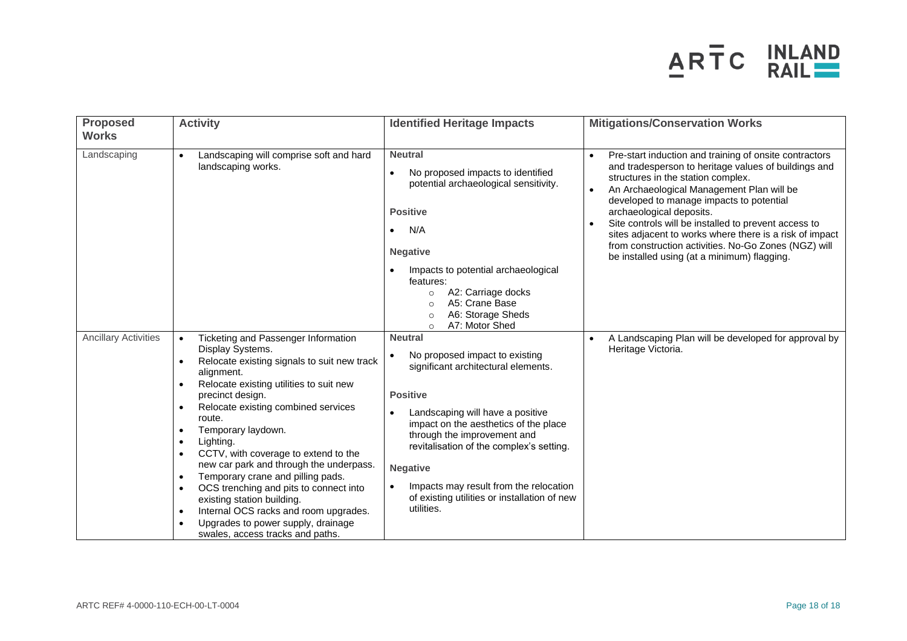| Proposed Works | Activity | Identified Heritage Impacts | Mitigations/Conservation Works |
|---|---|---|---|
| Landscaping | • Landscaping will comprise soft and hard landscaping works. | **Neutral**<br>• No proposed impacts to identified potential archaeological sensitivity.<br><br>**Positive**<br>• N/A<br><br>**Negative**<br>• Impacts to potential archaeological features:<br>  ○ A2: Carriage docks<br>  ○ A5: Crane Base<br>  ○ A6: Storage Sheds<br>  ○ A7: Motor Shed | • Pre-start induction and training of onsite contractors and tradesperson to heritage values of buildings and structures in the station complex.<br>• An Archaeological Management Plan will be developed to manage impacts to potential archaeological deposits.<br>• Site controls will be installed to prevent access to sites adjacent to works where there is a risk of impact from construction activities. No-Go Zones (NGZ) will be installed using (at a minimum) flagging. |
| Ancillary Activities | • Ticketing and Passenger Information Display Systems.<br>• Relocate existing signals to suit new track alignment.<br>• Relocate existing utilities to suit new precinct design.<br>• Relocate existing combined services route.<br>• Temporary laydown.<br>• Lighting.<br>• CCTV, with coverage to extend to the new car park and through the underpass.<br>• Temporary crane and pilling pads.<br>• OCS trenching and pits to connect into existing station building.<br>• Internal OCS racks and room upgrades.<br>• Upgrades to power supply, drainage swales, access tracks and paths. | **Neutral**<br>• No proposed impact to existing significant architectural elements.<br><br>**Positive**<br>• Landscaping will have a positive impact on the aesthetics of the place through the improvement and revitalisation of the complex's setting.<br><br>**Negative**<br>• Impacts may result from the relocation of existing utilities or installation of new utilities. | • A Landscaping Plan will be developed for approval by Heritage Victoria. |

ARTC REF# 4-0000-110-ECH-00-LT-0004